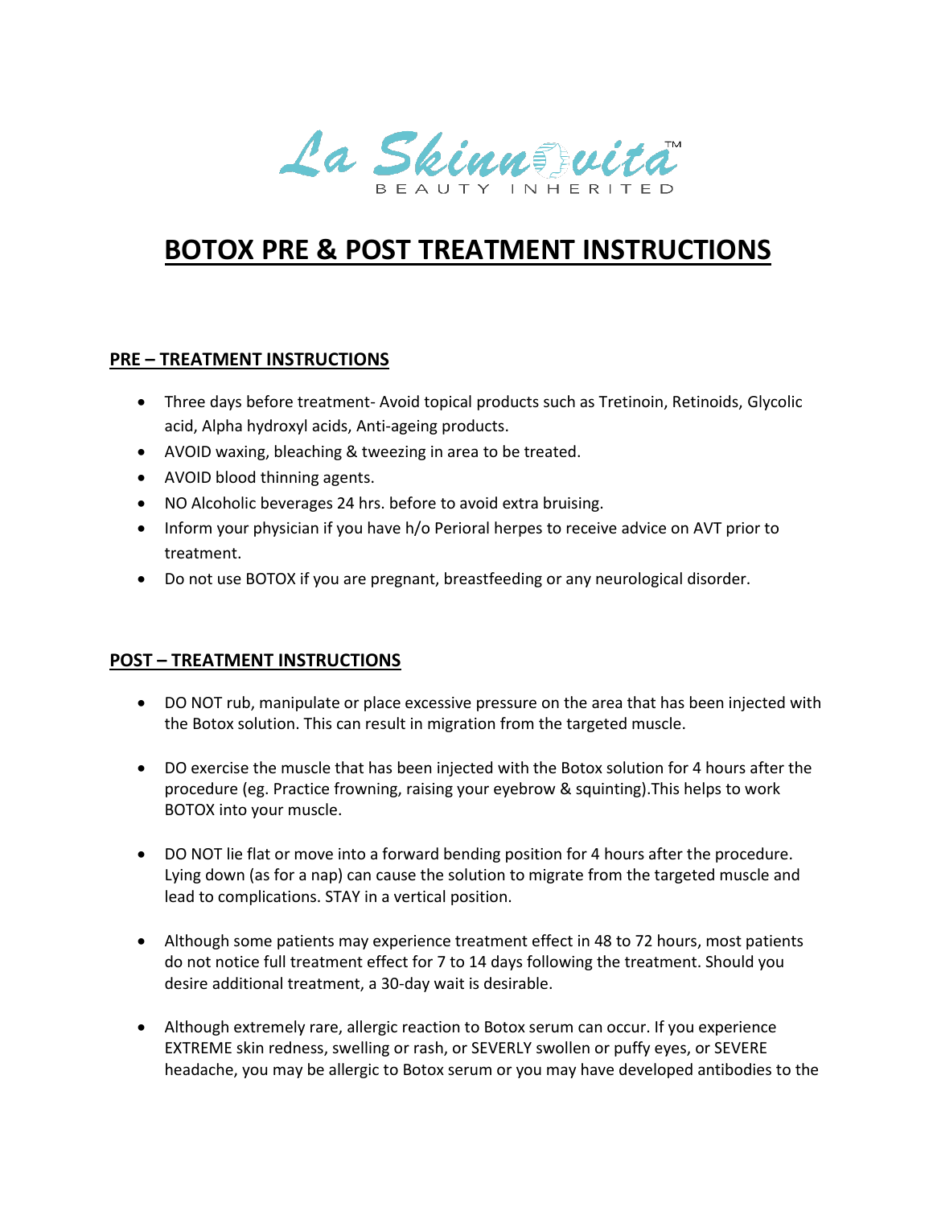La Skinnovita™

BEAUTY INHERITED

# BOTOX PRE & POST TREATMENT INSTRUCTIONS

## PRE – TREATMENT INSTRUCTIONS

- Three days before treatment- Avoid topical products such as Tretinoin, Retinoids, Glycolic acid, Alpha hydroxyl acids, Anti-ageing products.
- AVOID waxing, bleaching & tweezing in area to be treated.
- AVOID blood thinning agents.
- NO Alcoholic beverages 24 hrs. before to avoid extra bruising.
- Inform your physician if you have h/o Perioral herpes to receive advice on AVT prior to treatment.
- Do not use BOTOX if you are pregnant, breastfeeding or any neurological disorder.

## POST – TREATMENT INSTRUCTIONS

- DO NOT rub, manipulate or place excessive pressure on the area that has been injected with the Botox solution. This can result in migration from the targeted muscle.
- DO exercise the muscle that has been injected with the Botox solution for 4 hours after the procedure (eg. Practice frowning, raising your eyebrow & squinting).This helps to work BOTOX into your muscle.
- DO NOT lie flat or move into a forward bending position for 4 hours after the procedure. Lying down (as for a nap) can cause the solution to migrate from the targeted muscle and lead to complications. STAY in a vertical position.
- Although some patients may experience treatment effect in 48 to 72 hours, most patients do not notice full treatment effect for 7 to 14 days following the treatment. Should you desire additional treatment, a 30-day wait is desirable.
- Although extremely rare, allergic reaction to Botox serum can occur. If you experience EXTREME skin redness, swelling or rash, or SEVERLY swollen or puffy eyes, or SEVERE headache, you may be allergic to Botox serum or you may have developed antibodies to the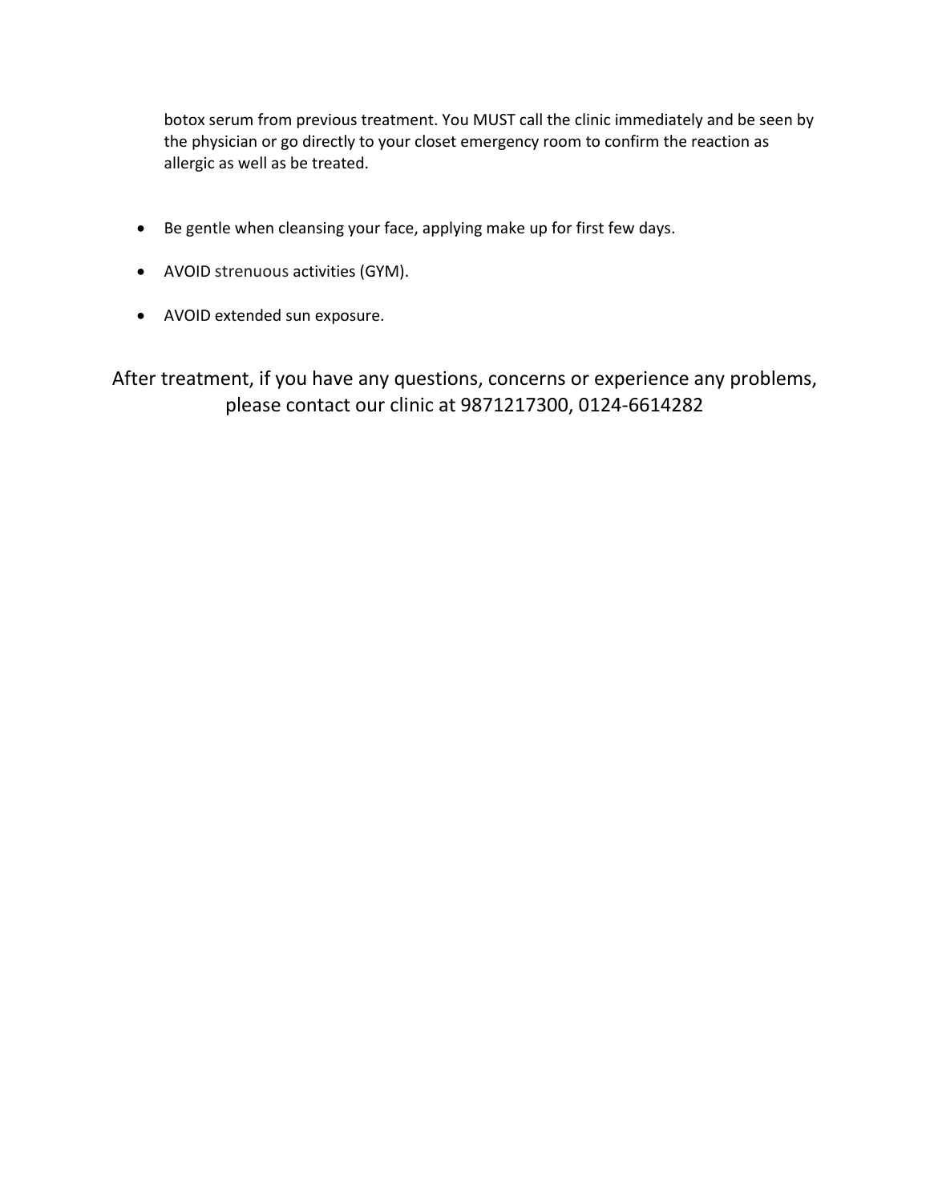botox serum from previous treatment. You MUST call the clinic immediately and be seen by the physician or go directly to your closet emergency room to confirm the reaction as allergic as well as be treated.

- Be gentle when cleansing your face, applying make up for first few days.
- AVOID strenuous activities (GYM).
- AVOID extended sun exposure.

After treatment, if you have any questions, concerns or experience any problems, please contact our clinic at 9871217300, 0124-6614282